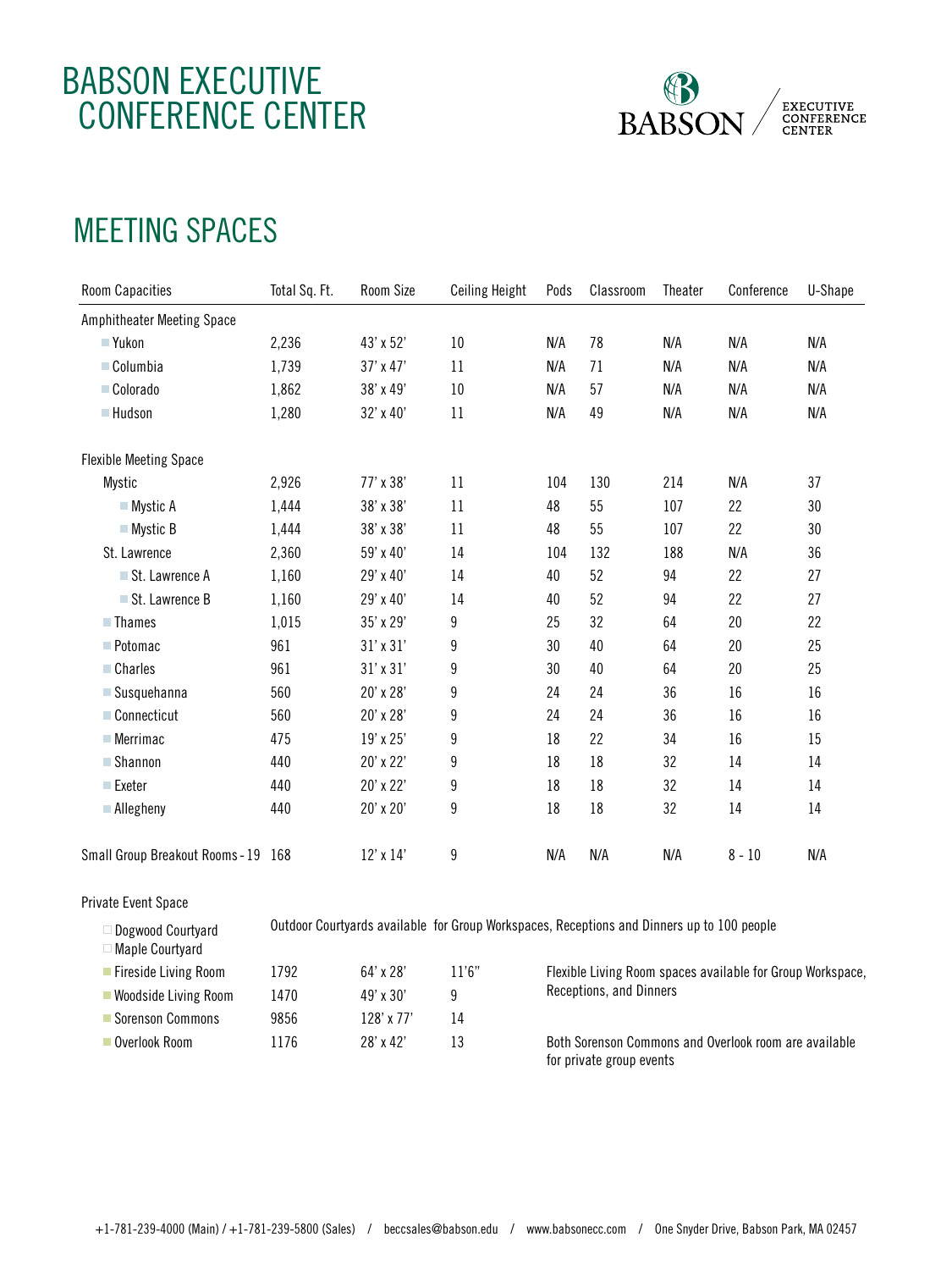# BABSON EXECUTIVE CONFERENCE CENTER

BABSON / EXECUTIVE CONFERENCE CENTER

## MEETING SPACES

| Room Capacities | Total Sq. Ft. | Room Size | Ceiling Height | Pods | Classroom | Theater | Conference | U-Shape |
|---|---|---|---|---|---|---|---|---|
| Amphitheater Meeting Space | | | | | | | | |
| Yukon | 2,236 | 43' x 52' | 10 | N/A | 78 | N/A | N/A | N/A |
| Columbia | 1,739 | 37' x 47' | 11 | N/A | 71 | N/A | N/A | N/A |
| Colorado | 1,862 | 38' x 49' | 10 | N/A | 57 | N/A | N/A | N/A |
| Hudson | 1,280 | 32' x 40' | 11 | N/A | 49 | N/A | N/A | N/A |
| Flexible Meeting Space | | | | | | | | |
| Mystic | 2,926 | 77' x 38' | 11 | 104 | 130 | 214 | N/A | 37 |
| Mystic A | 1,444 | 38' x 38' | 11 | 48 | 55 | 107 | 22 | 30 |
| Mystic B | 1,444 | 38' x 38' | 11 | 48 | 55 | 107 | 22 | 30 |
| St. Lawrence | 2,360 | 59' x 40' | 14 | 104 | 132 | 188 | N/A | 36 |
| St. Lawrence A | 1,160 | 29' x 40' | 14 | 40 | 52 | 94 | 22 | 27 |
| St. Lawrence B | 1,160 | 29' x 40' | 14 | 40 | 52 | 94 | 22 | 27 |
| Thames | 1,015 | 35' x 29' | 9 | 25 | 32 | 64 | 20 | 22 |
| Potomac | 961 | 31' x 31' | 9 | 30 | 40 | 64 | 20 | 25 |
| Charles | 961 | 31' x 31' | 9 | 30 | 40 | 64 | 20 | 25 |
| Susquehanna | 560 | 20' x 28' | 9 | 24 | 24 | 36 | 16 | 16 |
| Connecticut | 560 | 20' x 28' | 9 | 24 | 24 | 36 | 16 | 16 |
| Merrimac | 475 | 19' x 25' | 9 | 18 | 22 | 34 | 16 | 15 |
| Shannon | 440 | 20' x 22' | 9 | 18 | 18 | 32 | 14 | 14 |
| Exeter | 440 | 20' x 22' | 9 | 18 | 18 | 32 | 14 | 14 |
| Allegheny | 440 | 20' x 20' | 9 | 18 | 18 | 32 | 14 | 14 |
| Small Group Breakout Rooms - 19 | 168 | 12' x 14' | 9 | N/A | N/A | N/A | 8 - 10 | N/A |
| Private Event Space | | | | | | | | |
| Dogwood Courtyard<br>Maple Courtyard | Outdoor Courtyards available for Group Workspaces, Receptions and Dinners up to 100 people | | | | | | | |
| Fireside Living Room | 1792 | 64' x 28' | 11'6" | Flexible Living Room spaces available for Group Workspace, Receptions, and Dinners | | | | |
| Woodside Living Room | 1470 | 49' x 30' | 9 | | | | | |
| Sorenson Commons | 9856 | 128' x 77' | 14 | | | | | |
| Overlook Room | 1176 | 28' x 42' | 13 | Both Sorenson Commons and Overlook room are available for private group events | | | | |

+1-781-239-4000 (Main) / +1-781-239-5800 (Sales) / beccsales@babson.edu / www.babsonecc.com / One Snyder Drive, Babson Park, MA 02457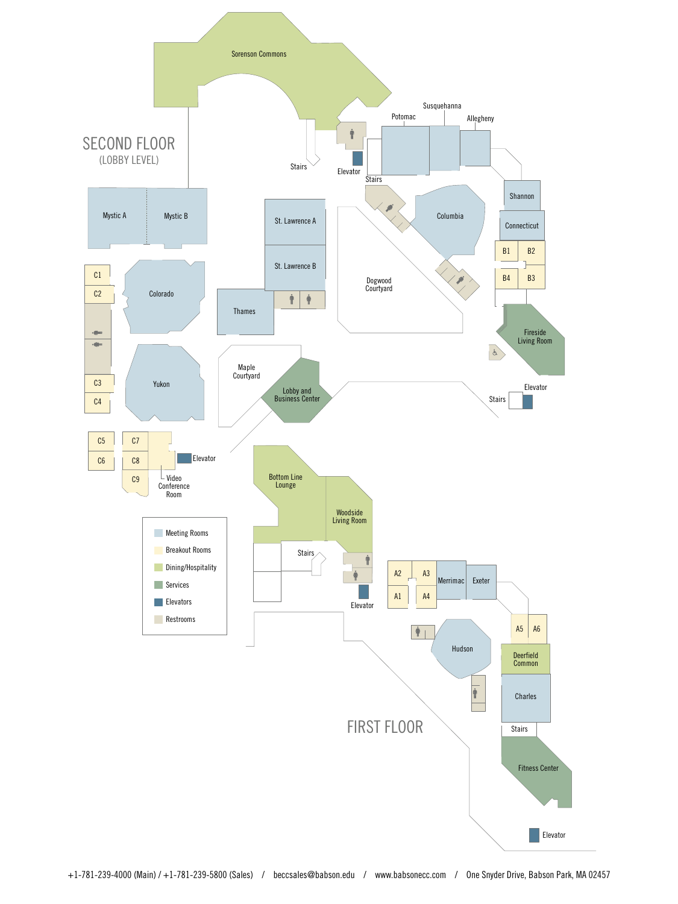# SECOND FLOOR
(LOBBY LEVEL)

Sorenson Commons

Stairs

Elevator

Potomac

Susquehanna

Allegheny

Stairs

Shannon

Connecticut

B1

B2

B4

B3

Mystic A

Mystic B

St. Lawrence A

St. Lawrence B

Columbia

Dogwood Courtyard

C1

C2

Colorado

Thames

Fireside Living Room

Elevator

Stairs

C3

C4

Yukon

Maple Courtyard

Lobby and Business Center

C5

C6

C7

C8

C9

Elevator

Video Conference Room

Meeting Rooms

Breakout Rooms

Dining/Hospitality

Services

Elevators

Restrooms

Bottom Line Lounge

Woodside Living Room

Stairs

Elevator

A2

A3

A1

A4

Merrimac

Exeter

A5

A6

Hudson

Deerfield Common

Charles

Stairs

# FIRST FLOOR

Fitness Center

Elevator

+1-781-239-4000 (Main) / +1-781-239-5800 (Sales) / beccsales@babson.edu / www.babsonecc.com / One Snyder Drive, Babson Park, MA 02457